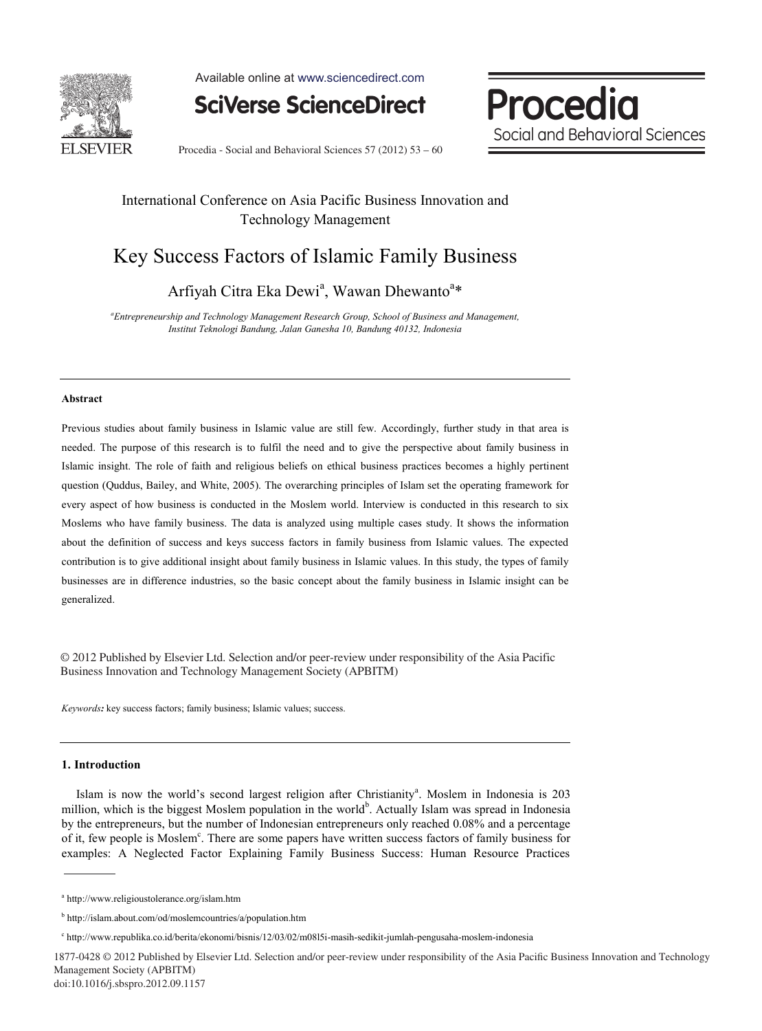International Conference on Asia Pacific Business Innovation and Technology Management

# Key Success Factors of Islamic Family Business

Arfiyah Citra Eka Dewi[a], Wawan Dhewanto[a]*

[a]*Entrepreneurship and Technology Management Research Group, School of Business and Management, Institut Teknologi Bandung, Jalan Ganesha 10, Bandung 40132, Indonesia*

---

**Abstract**

Previous studies about family business in Islamic value are still few. Accordingly, further study in that area is needed. The purpose of this research is to fulfil the need and to give the perspective about family business in Islamic insight. The role of faith and religious beliefs on ethical business practices becomes a highly pertinent question (Quddus, Bailey, and White, 2005). The overarching principles of Islam set the operating framework for every aspect of how business is conducted in the Moslem world. Interview is conducted in this research to six Moslems who have family business. The data is analyzed using multiple cases study. It shows the information about the definition of success and keys success factors in family business from Islamic values. The expected contribution is to give additional insight about family business in Islamic values. In this study, the types of family businesses are in difference industries, so the basic concept about the family business in Islamic insight can be generalized.

© 2012 Published by Elsevier Ltd. Selection and/or peer-review under responsibility of the Asia Pacific Business Innovation and Technology Management Society (APBITM)

*Keywords:* key success factors; family business; Islamic values; success.

---

## 1. Introduction

Islam is now the world's second largest religion after Christianity[a]. Moslem in Indonesia is 203 million, which is the biggest Moslem population in the world[b]. Actually Islam was spread in Indonesia by the entrepreneurs, but the number of Indonesian entrepreneurs only reached 0.08% and a percentage of it, few people is Moslem[c]. There are some papers have written success factors of family business for examples: A Neglected Factor Explaining Family Business Success: Human Resource Practices

---

[a] http://www.religioustolerance.org/islam.htm

[b] http://islam.about.com/od/moslemcountries/a/population.htm

[c] http://www.republika.co.id/berita/ekonomi/bisnis/12/03/02/m08l5i-masih-sedikit-jumlah-pengusaha-moslem-indonesia

1877-0428 © 2012 Published by Elsevier Ltd. Selection and/or peer-review under responsibility of the Asia Pacific Business Innovation and Technology Management Society (APBITM)
doi:10.1016/j.sbspro.2012.09.1157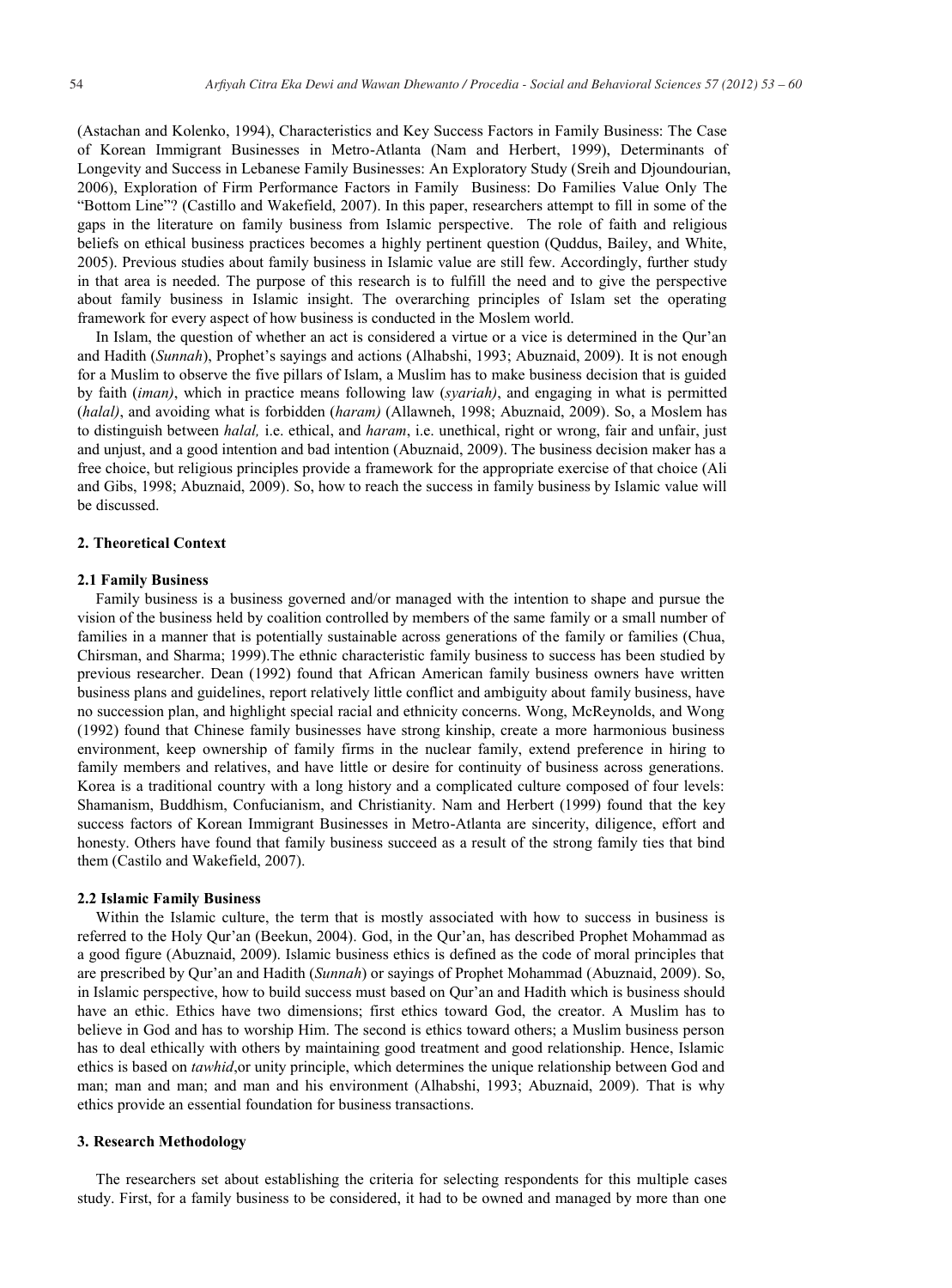(Astachan and Kolenko, 1994), Characteristics and Key Success Factors in Family Business: The Case of Korean Immigrant Businesses in Metro-Atlanta (Nam and Herbert, 1999), Determinants of Longevity and Success in Lebanese Family Businesses: An Exploratory Study (Sreih and Djoundourian, 2006), Exploration of Firm Performance Factors in Family Business: Do Families Value Only The "Bottom Line"? (Castillo and Wakefield, 2007). In this paper, researchers attempt to fill in some of the gaps in the literature on family business from Islamic perspective. The role of faith and religious beliefs on ethical business practices becomes a highly pertinent question (Quddus, Bailey, and White, 2005). Previous studies about family business in Islamic value are still few. Accordingly, further study in that area is needed. The purpose of this research is to fulfill the need and to give the perspective about family business in Islamic insight. The overarching principles of Islam set the operating framework for every aspect of how business is conducted in the Moslem world.

In Islam, the question of whether an act is considered a virtue or a vice is determined in the Qur'an and Hadith (*Sunnah*), Prophet's sayings and actions (Alhabshi, 1993; Abuznaid, 2009). It is not enough for a Muslim to observe the five pillars of Islam, a Muslim has to make business decision that is guided by faith (*iman)*, which in practice means following law (*syariah)*, and engaging in what is permitted (*halal)*, and avoiding what is forbidden (*haram)* (Allawneh, 1998; Abuznaid, 2009). So, a Moslem has to distinguish between *halal,* i.e. ethical, and *haram*, i.e. unethical, right or wrong, fair and unfair, just and unjust, and a good intention and bad intention (Abuznaid, 2009). The business decision maker has a free choice, but religious principles provide a framework for the appropriate exercise of that choice (Ali and Gibs, 1998; Abuznaid, 2009). So, how to reach the success in family business by Islamic value will be discussed.

## 2. Theoretical Context

### 2.1 Family Business

Family business is a business governed and/or managed with the intention to shape and pursue the vision of the business held by coalition controlled by members of the same family or a small number of families in a manner that is potentially sustainable across generations of the family or families (Chua, Chirsman, and Sharma; 1999).The ethnic characteristic family business to success has been studied by previous researcher. Dean (1992) found that African American family business owners have written business plans and guidelines, report relatively little conflict and ambiguity about family business, have no succession plan, and highlight special racial and ethnicity concerns. Wong, McReynolds, and Wong (1992) found that Chinese family businesses have strong kinship, create a more harmonious business environment, keep ownership of family firms in the nuclear family, extend preference in hiring to family members and relatives, and have little or no desire for continuity of business across generations. Korea is a traditional country with a long history and a complicated culture composed of four levels: Shamanism, Buddhism, Confucianism, and Christianity. Nam and Herbert (1999) found that the key success factors of Korean Immigrant Businesses in Metro-Atlanta are sincerity, diligence, effort and honesty. Others have found that family business succeed as a result of the strong family ties that bind them (Castilo and Wakefield, 2007).

### 2.2 Islamic Family Business

Within the Islamic culture, the term that is mostly associated with how to success in business is referred to the Holy Qur'an (Beekun, 2004). God, in the Qur'an, has described Prophet Mohammad as a good figure (Abuznaid, 2009). Islamic business ethics is defined as the code of moral principles that are prescribed by Qur'an and Hadith (*Sunnah*) or sayings of Prophet Mohammad (Abuznaid, 2009). So, in Islamic perspective, how to build success must based on Qur'an and Hadith which is business should have an ethic. Ethics have two dimensions; first ethics toward God, the creator. A Muslim has to believe in God and has to worship Him. The second is ethics toward others; a Muslim business person has to deal ethically with others by maintaining good treatment and good relationship. Hence, Islamic ethics is based on *tawhid*,or unity principle, which determines the unique relationship between God and man; man and man; and man and his environment (Alhabshi, 1993; Abuznaid, 2009). That is why ethics provide an essential foundation for business transactions.

## 3. Research Methodology

The researchers set about establishing the criteria for selecting respondents for this multiple cases study. First, for a family business to be considered, it had to be owned and managed by more than one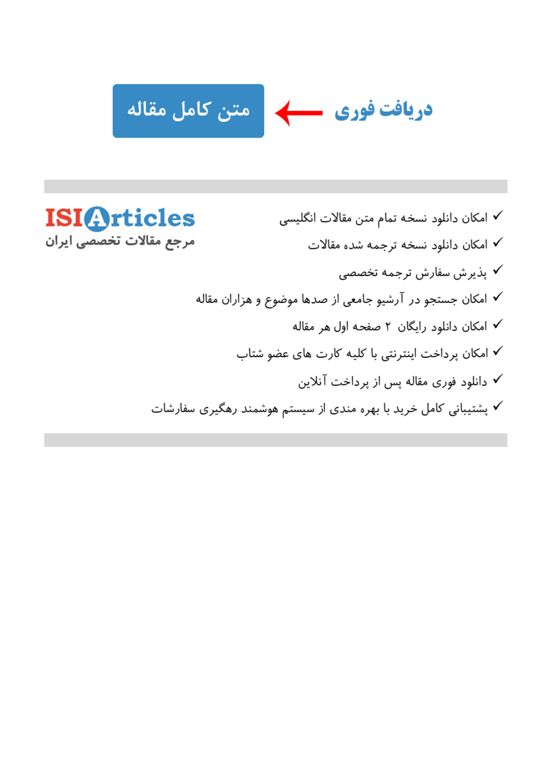دریافت فوری ← **متن کامل مقاله**

**ISIArticles**
مرجع مقالات تخصصی ایران

- ✓ امکان دانلود نسخه تمام متن مقالات انگلیسی
- ✓ امکان دانلود نسخه ترجمه شده مقالات
- ✓ پذیرش سفارش ترجمه تخصصی
- ✓ امکان جستجو در آرشیو جامعی از صدها موضوع و هزاران مقاله
- ✓ امکان دانلود رایگان ۲ صفحه اول هر مقاله
- ✓ امکان پرداخت اینترنتی با کلیه کارت های عضو شتاب
- ✓ دانلود فوری مقاله پس از پرداخت آنلاین
- ✓ پشتیبانی کامل خرید با بهره مندی از سیستم هوشمند رهگیری سفارشات